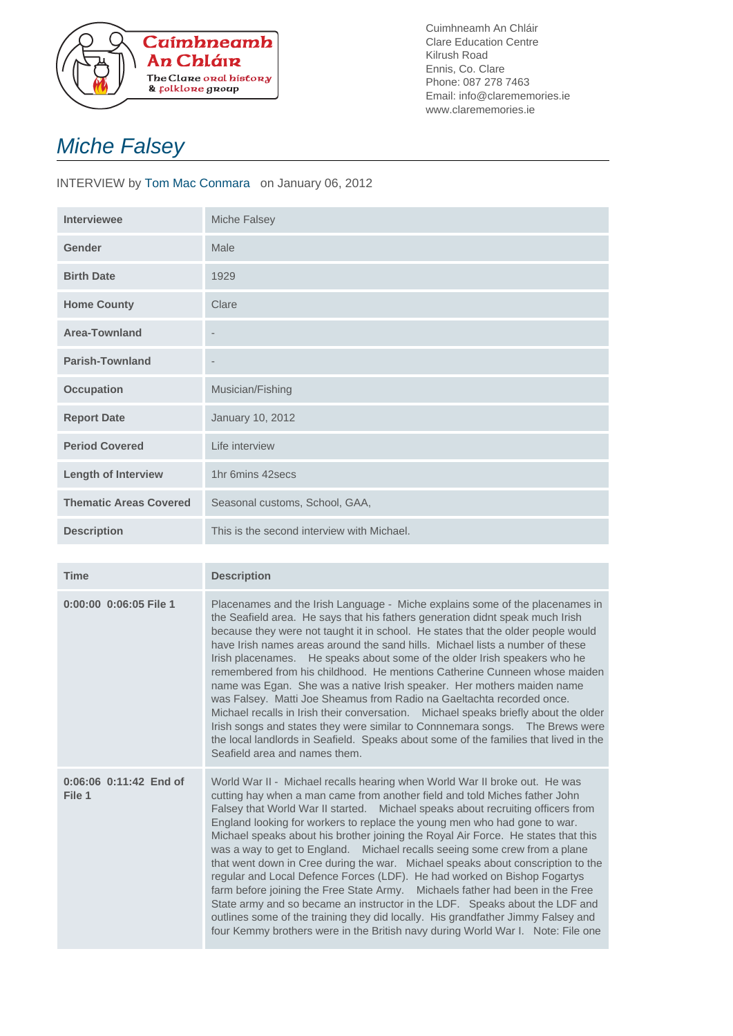Cuimhneamh An Chláir
The Clare oral history & folklore group

Cuimhneamh An Chláir
Clare Education Centre
Kilrush Road
Ennis, Co. Clare
Phone: 087 278 7463
Email: info@clarememories.ie
www.clarememories.ie

# Miche Falsey

INTERVIEW by Tom Mac Conmara on January 06, 2012

| | |
|---|---|
| **Interviewee** | Miche Falsey |
| **Gender** | Male |
| **Birth Date** | 1929 |
| **Home County** | Clare |
| **Area-Townland** | - |
| **Parish-Townland** | - |
| **Occupation** | Musician/Fishing |
| **Report Date** | January 10, 2012 |
| **Period Covered** | Life interview |
| **Length of Interview** | 1hr 6mins 42secs |
| **Thematic Areas Covered** | Seasonal customs, School, GAA, |
| **Description** | This is the second interview with Michael. |

| Time | Description |
|---|---|
| **0:00:00 0:06:05 File 1** | Placenames and the Irish Language - Miche explains some of the placenames in the Seafield area. He says that his fathers generation didnt speak much Irish because they were not taught it in school. He states that the older people would have Irish names areas around the sand hills. Michael lists a number of these Irish placenames. He speaks about some of the older Irish speakers who he remembered from his childhood. He mentions Catherine Cunneen whose maiden name was Egan. She was a native Irish speaker. Her mothers maiden name was Falsey. Matti Joe Sheamus from Radio na Gaeltachta recorded once. Michael recalls in Irish their conversation. Michael speaks briefly about the older Irish songs and states they were similar to Connnemara songs. The Brews were the local landlords in Seafield. Speaks about some of the families that lived in the Seafield area and names them. |
| **0:06:06 0:11:42 End of File 1** | World War II - Michael recalls hearing when World War II broke out. He was cutting hay when a man came from another field and told Miches father John Falsey that World War II started. Michael speaks about recruiting officers from England looking for workers to replace the young men who had gone to war. Michael speaks about his brother joining the Royal Air Force. He states that this was a way to get to England. Michael recalls seeing some crew from a plane that went down in Cree during the war. Michael speaks about conscription to the regular and Local Defence Forces (LDF). He had worked on Bishop Fogartys farm before joining the Free State Army. Michaels father had been in the Free State army and so became an instructor in the LDF. Speaks about the LDF and outlines some of the training they did locally. His grandfather Jimmy Falsey and four Kemmy brothers were in the British navy during World War I. Note: File one |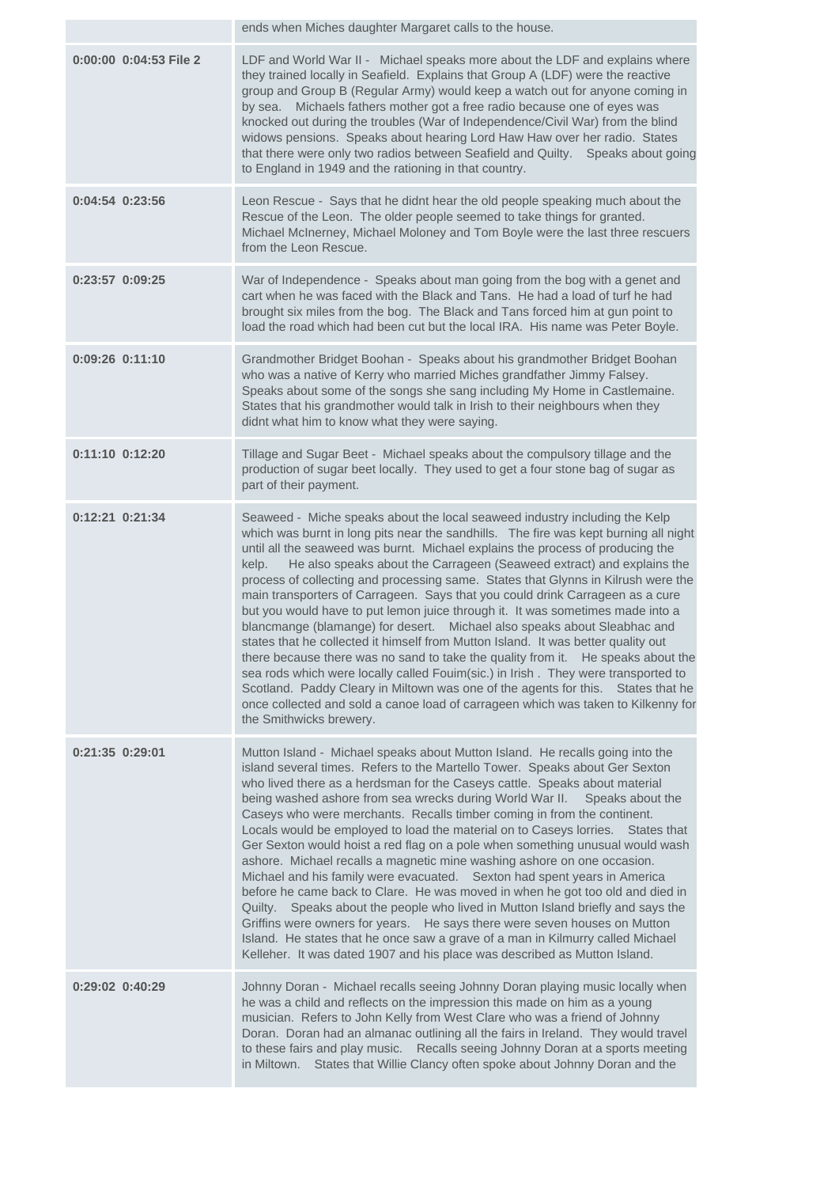| | |
|---|---|
| | ends when Miches daughter Margaret calls to the house. |
| **0:00:00 0:04:53 File 2** | LDF and World War II - Michael speaks more about the LDF and explains where they trained locally in Seafield. Explains that Group A (LDF) were the reactive group and Group B (Regular Army) would keep a watch out for anyone coming in by sea. Michaels fathers mother got a free radio because one of eyes was knocked out during the troubles (War of Independence/Civil War) from the blind widows pensions. Speaks about hearing Lord Haw Haw over her radio. States that there were only two radios between Seafield and Quilty. Speaks about going to England in 1949 and the rationing in that country. |
| **0:04:54 0:23:56** | Leon Rescue - Says that he didnt hear the old people speaking much about the Rescue of the Leon. The older people seemed to take things for granted. Michael McInerney, Michael Moloney and Tom Boyle were the last three rescuers from the Leon Rescue. |
| **0:23:57 0:09:25** | War of Independence - Speaks about man going from the bog with a genet and cart when he was faced with the Black and Tans. He had a load of turf he had brought six miles from the bog. The Black and Tans forced him at gun point to load the road which had been cut but the local IRA. His name was Peter Boyle. |
| **0:09:26 0:11:10** | Grandmother Bridget Boohan - Speaks about his grandmother Bridget Boohan who was a native of Kerry who married Miches grandfather Jimmy Falsey. Speaks about some of the songs she sang including My Home in Castlemaine. States that his grandmother would talk in Irish to their neighbours when they didnt what him to know what they were saying. |
| **0:11:10 0:12:20** | Tillage and Sugar Beet - Michael speaks about the compulsory tillage and the production of sugar beet locally. They used to get a four stone bag of sugar as part of their payment. |
| **0:12:21 0:21:34** | Seaweed - Miche speaks about the local seaweed industry including the Kelp which was burnt in long pits near the sandhills. The fire was kept burning all night until all the seaweed was burnt. Michael explains the process of producing the kelp. He also speaks about the Carrageen (Seaweed extract) and explains the process of collecting and processing same. States that Glynns in Kilrush were the main transporters of Carrageen. Says that you could drink Carrageen as a cure but you would have to put lemon juice through it. It was sometimes made into a blancmange (blamange) for desert. Michael also speaks about Sleabhac and states that he collected it himself from Mutton Island. It was better quality out there because there was no sand to take the quality from it. He speaks about the sea rods which were locally called Fouim(sic.) in Irish . They were transported to Scotland. Paddy Cleary in Miltown was one of the agents for this. States that he once collected and sold a canoe load of carrageen which was taken to Kilkenny for the Smithwicks brewery. |
| **0:21:35 0:29:01** | Mutton Island - Michael speaks about Mutton Island. He recalls going into the island several times. Refers to the Martello Tower. Speaks about Ger Sexton who lived there as a herdsman for the Caseys cattle. Speaks about material being washed ashore from sea wrecks during World War II. Speaks about the Caseys who were merchants. Recalls timber coming in from the continent. Locals would be employed to load the material on to Caseys lorries. States that Ger Sexton would hoist a red flag on a pole when something unusual would wash ashore. Michael recalls a magnetic mine washing ashore on one occasion. Michael and his family were evacuated. Sexton had spent years in America before he came back to Clare. He was moved in when he got too old and died in Quilty. Speaks about the people who lived in Mutton Island briefly and says the Griffins were owners for years. He says there were seven houses on Mutton Island. He states that he once saw a grave of a man in Kilmurry called Michael Kelleher. It was dated 1907 and his place was described as Mutton Island. |
| **0:29:02 0:40:29** | Johnny Doran - Michael recalls seeing Johnny Doran playing music locally when he was a child and reflects on the impression this made on him as a young musician. Refers to John Kelly from West Clare who was a friend of Johnny Doran. Doran had an almanac outlining all the fairs in Ireland. They would travel to these fairs and play music. Recalls seeing Johnny Doran at a sports meeting in Miltown. States that Willie Clancy often spoke about Johnny Doran and the |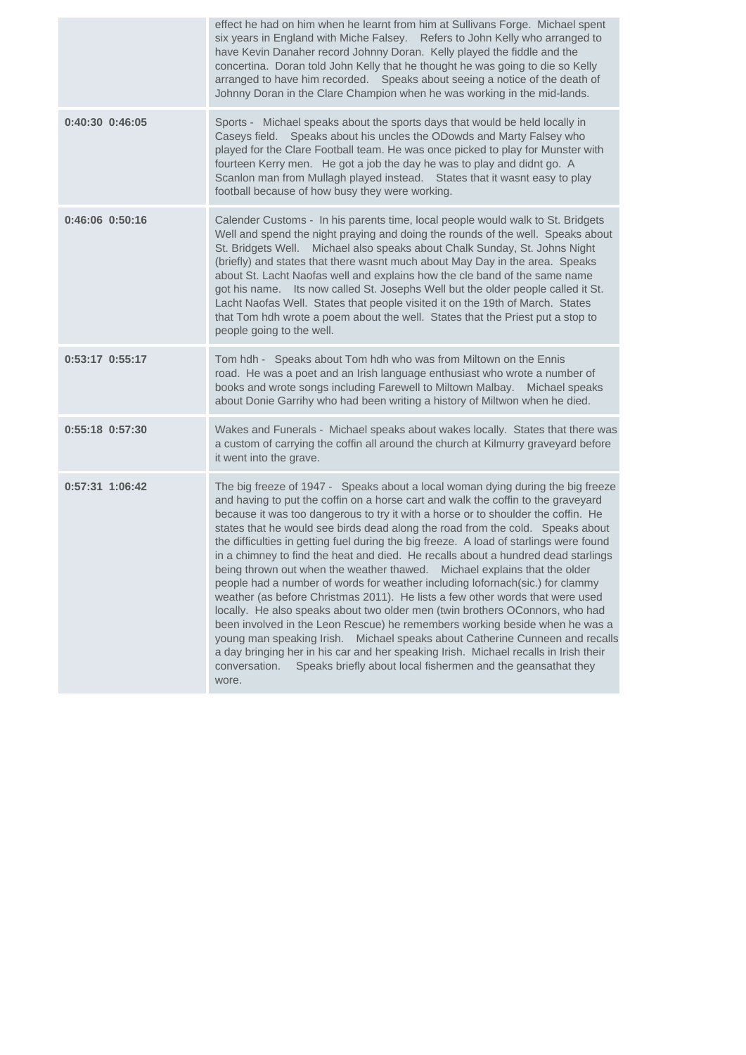| | |
|---|---|
| | effect he had on him when he learnt from him at Sullivans Forge. Michael spent six years in England with Miche Falsey. Refers to John Kelly who arranged to have Kevin Danaher record Johnny Doran. Kelly played the fiddle and the concertina. Doran told John Kelly that he thought he was going to die so Kelly arranged to have him recorded. Speaks about seeing a notice of the death of Johnny Doran in the Clare Champion when he was working in the mid-lands. |
| **0:40:30 0:46:05** | Sports - Michael speaks about the sports days that would be held locally in Caseys field. Speaks about his uncles the ODowds and Marty Falsey who played for the Clare Football team. He was once picked to play for Munster with fourteen Kerry men. He got a job the day he was to play and didnt go. A Scanlon man from Mullagh played instead. States that it wasnt easy to play football because of how busy they were working. |
| **0:46:06 0:50:16** | Calender Customs - In his parents time, local people would walk to St. Bridgets Well and spend the night praying and doing the rounds of the well. Speaks about St. Bridgets Well. Michael also speaks about Chalk Sunday, St. Johns Night (briefly) and states that there wasnt much about May Day in the area. Speaks about St. Lacht Naofas well and explains how the cle band of the same name got his name. Its now called St. Josephs Well but the older people called it St. Lacht Naofas Well. States that people visited it on the 19th of March. States that Tom hdh wrote a poem about the well. States that the Priest put a stop to people going to the well. |
| **0:53:17 0:55:17** | Tom hdh - Speaks about Tom hdh who was from Miltown on the Ennis road. He was a poet and an Irish language enthusiast who wrote a number of books and wrote songs including Farewell to Miltown Malbay. Michael speaks about Donie Garrihy who had been writing a history of Miltwon when he died. |
| **0:55:18 0:57:30** | Wakes and Funerals - Michael speaks about wakes locally. States that there was a custom of carrying the coffin all around the church at Kilmurry graveyard before it went into the grave. |
| **0:57:31 1:06:42** | The big freeze of 1947 - Speaks about a local woman dying during the big freeze and having to put the coffin on a horse cart and walk the coffin to the graveyard because it was too dangerous to try it with a horse or to shoulder the coffin. He states that he would see birds dead along the road from the cold. Speaks about the difficulties in getting fuel during the big freeze. A load of starlings were found in a chimney to find the heat and died. He recalls about a hundred dead starlings being thrown out when the weather thawed. Michael explains that the older people had a number of words for weather including lofornach(sic.) for clammy weather (as before Christmas 2011). He lists a few other words that were used locally. He also speaks about two older men (twin brothers OConnors, who had been involved in the Leon Rescue) he remembers working beside when he was a young man speaking Irish. Michael speaks about Catherine Cunneen and recalls a day bringing her in his car and her speaking Irish. Michael recalls in Irish their conversation. Speaks briefly about local fishermen and the geansathat they wore. |